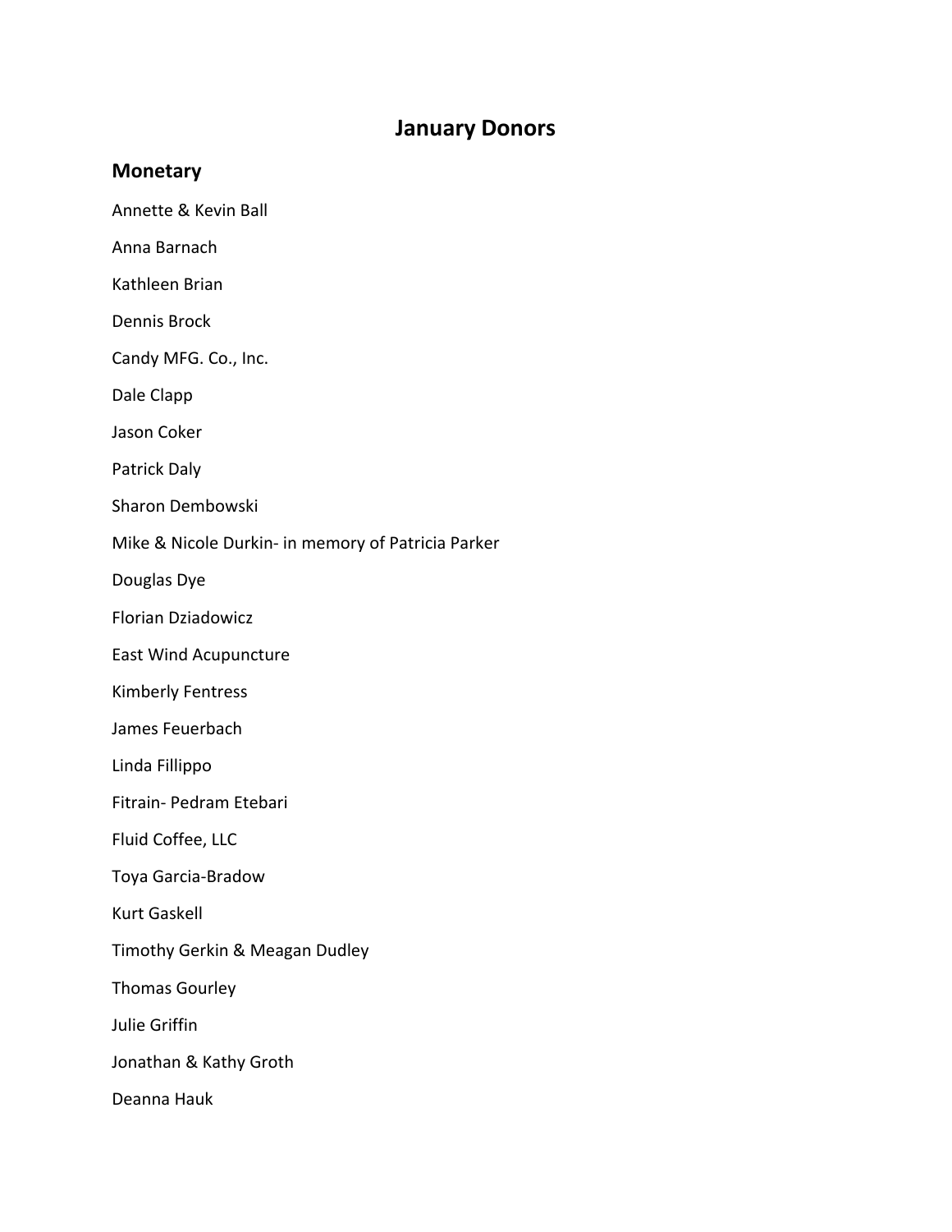# January Donors

## Monetary

Annette & Kevin Ball

Anna Barnach

Kathleen Brian

Dennis Brock

Candy MFG. Co., Inc.

Dale Clapp

Jason Coker

Patrick Daly

Sharon Dembowski

Mike & Nicole Durkin- in memory of Patricia Parker

Douglas Dye

Florian Dziadowicz

East Wind Acupuncture

Kimberly Fentress

James Feuerbach

Linda Fillippo

Fitrain- Pedram Etebari

Fluid Coffee, LLC

Toya Garcia-Bradow

Kurt Gaskell

Timothy Gerkin & Meagan Dudley

Thomas Gourley

Julie Griffin

Jonathan & Kathy Groth

Deanna Hauk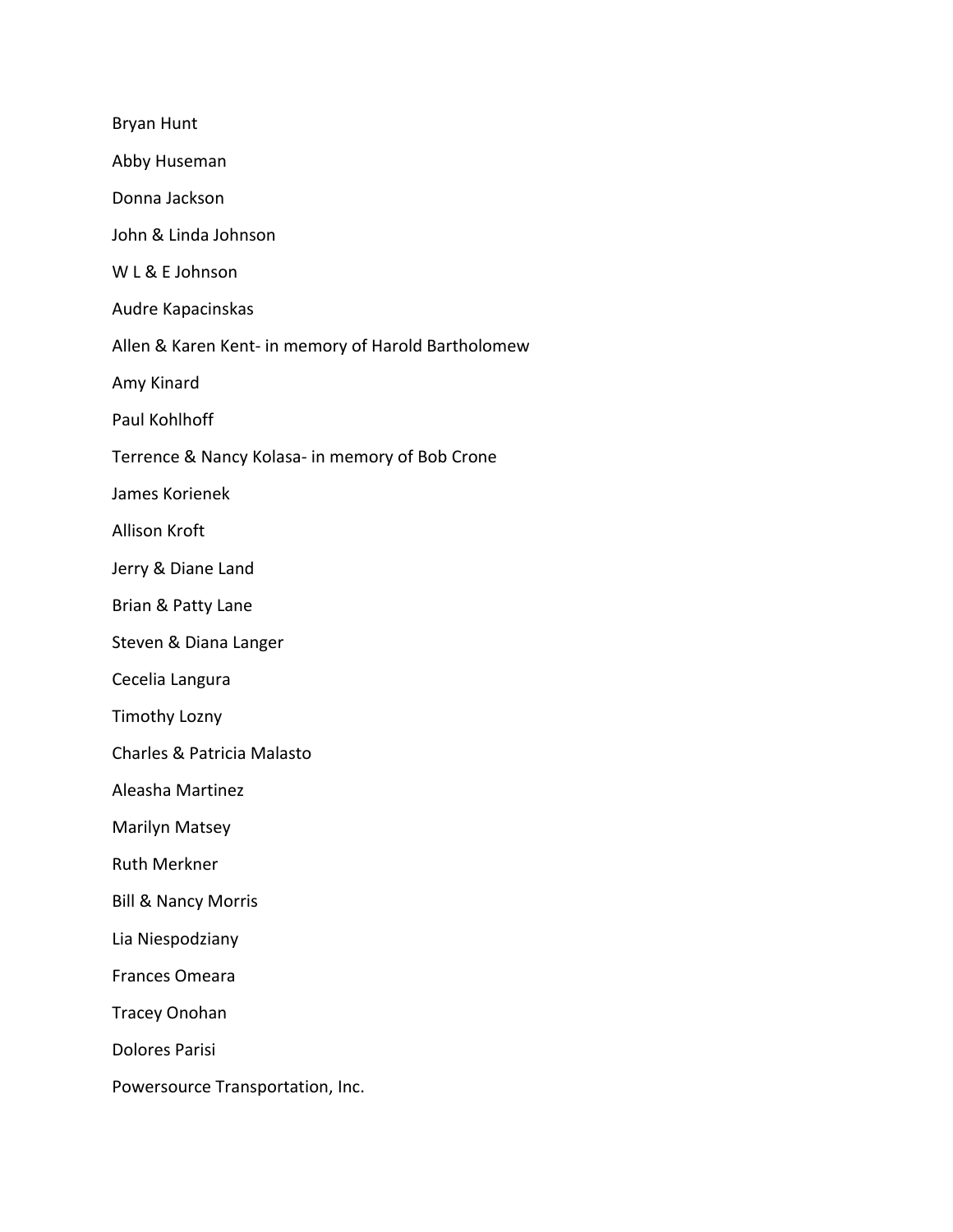Bryan Hunt

Abby Huseman

Donna Jackson

John & Linda Johnson

W L & E Johnson

Audre Kapacinskas

Allen & Karen Kent- in memory of Harold Bartholomew

Amy Kinard

Paul Kohlhoff

Terrence & Nancy Kolasa- in memory of Bob Crone

James Korienek

Allison Kroft

Jerry & Diane Land

Brian & Patty Lane

Steven & Diana Langer

Cecelia Langura

Timothy Lozny

Charles & Patricia Malasto

Aleasha Martinez

Marilyn Matsey

Ruth Merkner

Bill & Nancy Morris

Lia Niespodziany

Frances Omeara

Tracey Onohan

Dolores Parisi

Powersource Transportation, Inc.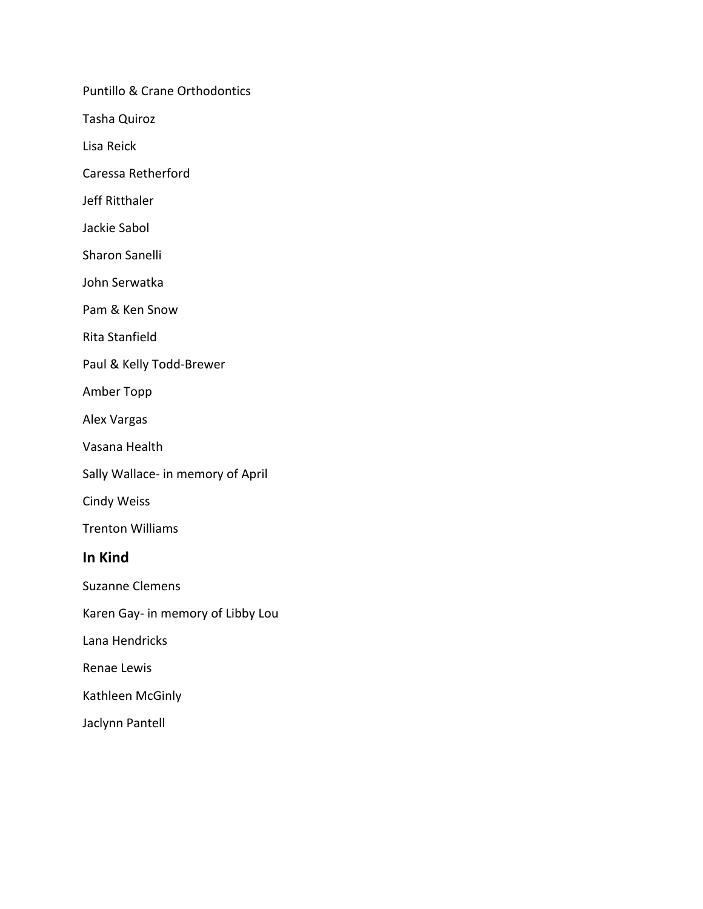Puntillo & Crane Orthodontics

Tasha Quiroz

Lisa Reick

Caressa Retherford

Jeff Ritthaler

Jackie Sabol

Sharon Sanelli

John Serwatka

Pam & Ken Snow

Rita Stanfield

Paul & Kelly Todd-Brewer

Amber Topp

Alex Vargas

Vasana Health

Sally Wallace- in memory of April

Cindy Weiss

Trenton Williams

## In Kind

Suzanne Clemens

Karen Gay- in memory of Libby Lou

Lana Hendricks

Renae Lewis

Kathleen McGinly

Jaclynn Pantell